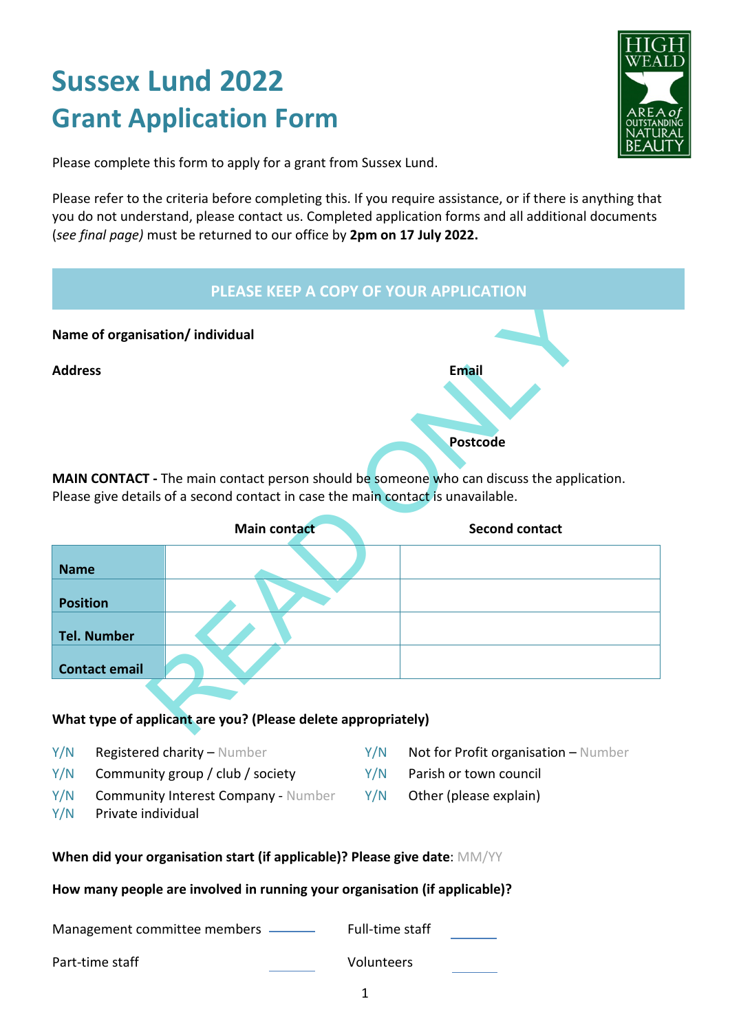# Sussex Lund 2022
# Grant Application Form

Please complete this form to apply for a grant from Sussex Lund.

Please refer to the criteria before completing this. If you require assistance, or if there is anything that you do not understand, please contact us. Completed application forms and all additional documents (*see final page)* must be returned to our office by **2pm on 17 July 2022.**

**PLEASE KEEP A COPY OF YOUR APPLICATION**

**Name of organisation/ individual**

**Address**

**Email**

**Postcode**

**MAIN CONTACT -** The main contact person should be someone who can discuss the application. Please give details of a second contact in case the main contact is unavailable.

| | Main contact | Second contact |
|---|---|---|
| **Name** | | |
| **Position** | | |
| **Tel. Number** | | |
| **Contact email** | | |

**What type of applicant are you? (Please delete appropriately)**

- Y/N Registered charity – Number
- Y/N Community group / club / society
- Y/N Community Interest Company - Number
- Y/N Private individual
- Y/N Not for Profit organisation – Number
- Y/N Parish or town council
- Y/N Other (please explain)

**When did your organisation start (if applicable)? Please give date**: MM/YY

**How many people are involved in running your organisation (if applicable)?**

Management committee members \_\_\_\_\_\_ Full-time staff \_\_\_\_\_\_

Part-time staff \_\_\_\_\_\_ Volunteers \_\_\_\_\_\_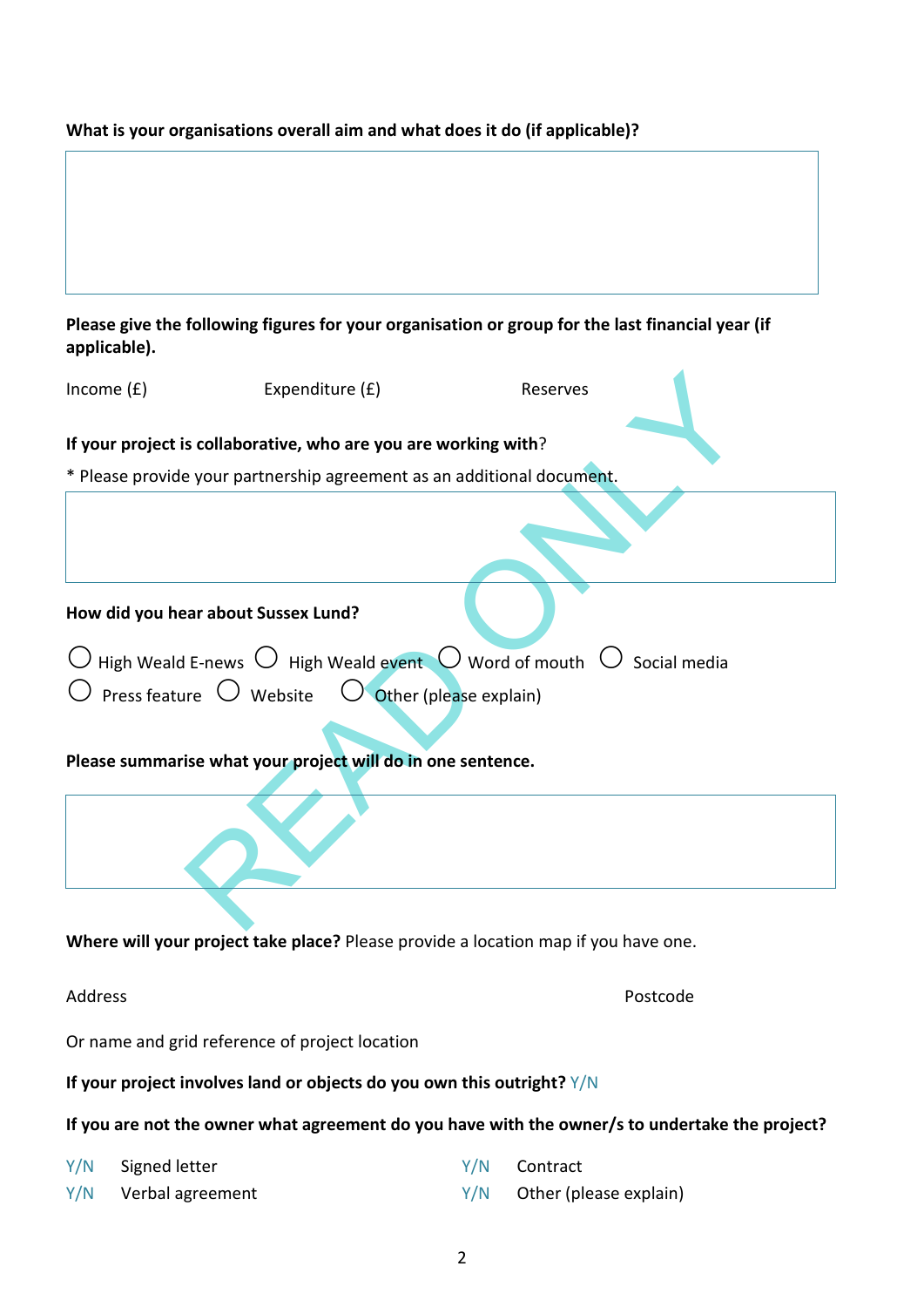**What is your organisations overall aim and what does it do (if applicable)?**

**Please give the following figures for your organisation or group for the last financial year (if applicable).**

Income (£) Expenditure (£) Reserves

**If your project is collaborative, who are you are working with?**

* Please provide your partnership agreement as an additional document.

**How did you hear about Sussex Lund?**

◯ High Weald E-news ◯ High Weald event ◯ Word of mouth ◯ Social media
◯ Press feature ◯ Website ◯ Other (please explain)

**Please summarise what your project will do in one sentence.**

**Where will your project take place?** Please provide a location map if you have one.

Address Postcode

Or name and grid reference of project location

**If your project involves land or objects do you own this outright?** Y/N

**If you are not the owner what agreement do you have with the owner/s to undertake the project?**

Y/N Signed letter
Y/N Contract
Y/N Verbal agreement
Y/N Other (please explain)

READ ONLY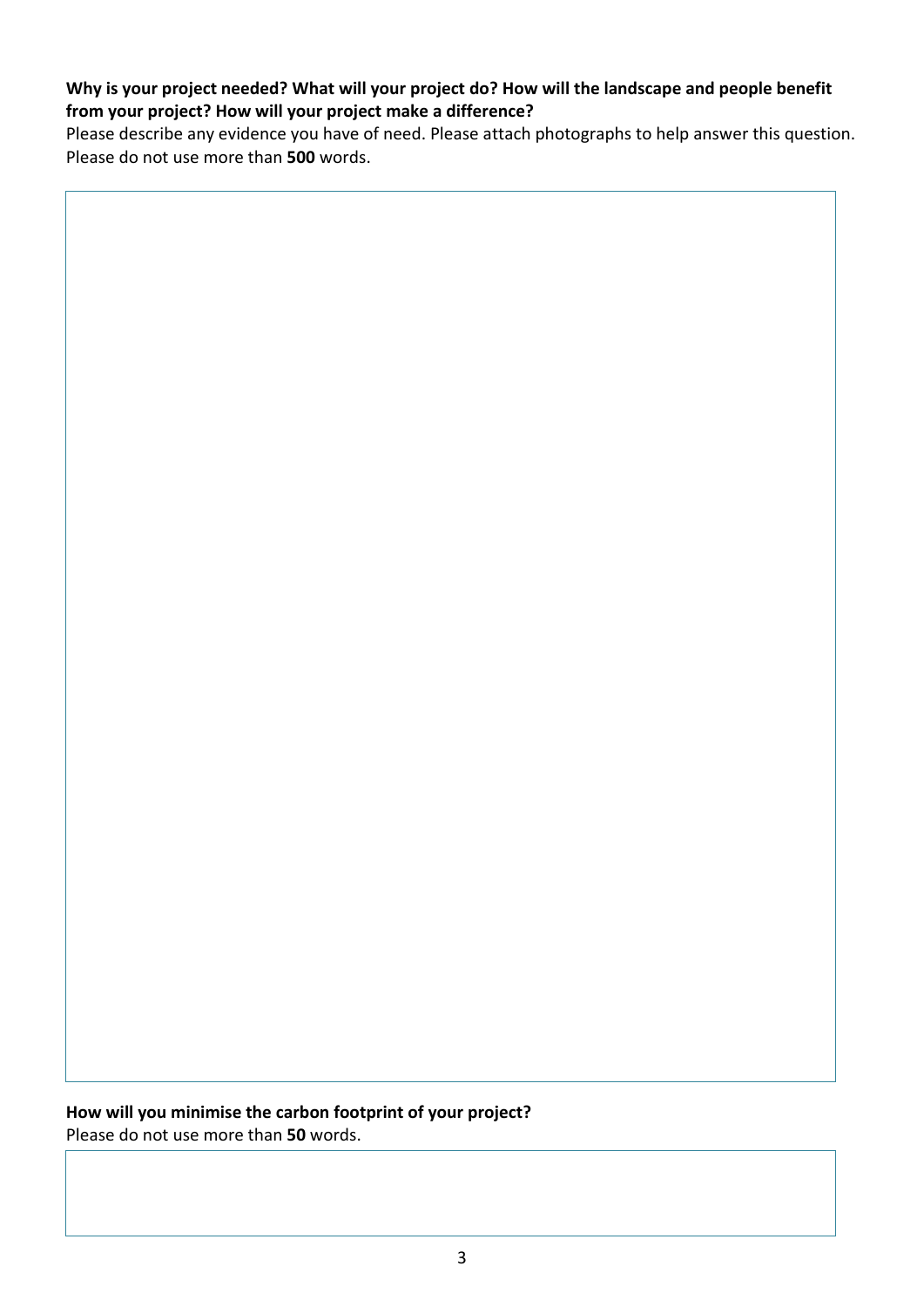**Why is your project needed? What will your project do? How will the landscape and people benefit from your project? How will your project make a difference?**

Please describe any evidence you have of need. Please attach photographs to help answer this question. Please do not use more than **500** words.

| |
|---|
| |

**How will you minimise the carbon footprint of your project?**

Please do not use more than **50** words.

| |
|---|
| |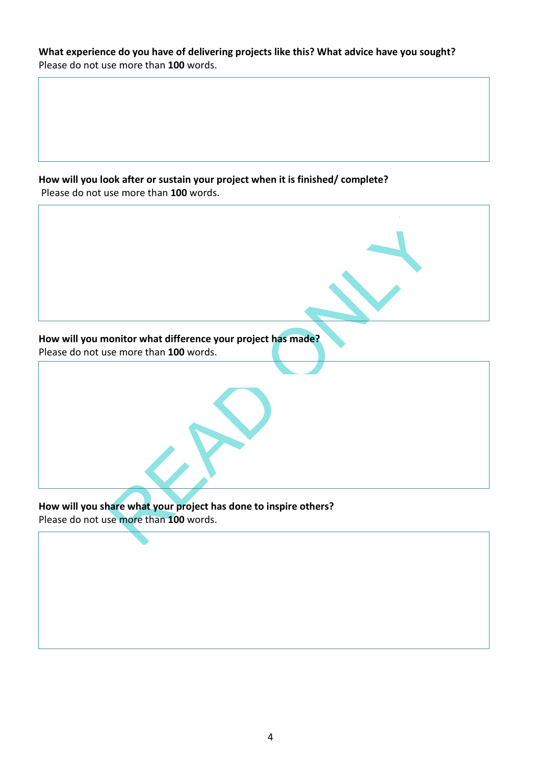**What experience do you have of delivering projects like this? What advice have you sought?**
Please do not use more than **100** words.

**How will you look after or sustain your project when it is finished/ complete?**
Please do not use more than **100** words.

**How will you monitor what difference your project has made?**
Please do not use more than **100** words.

**How will you share what your project has done to inspire others?**
Please do not use more than **100** words.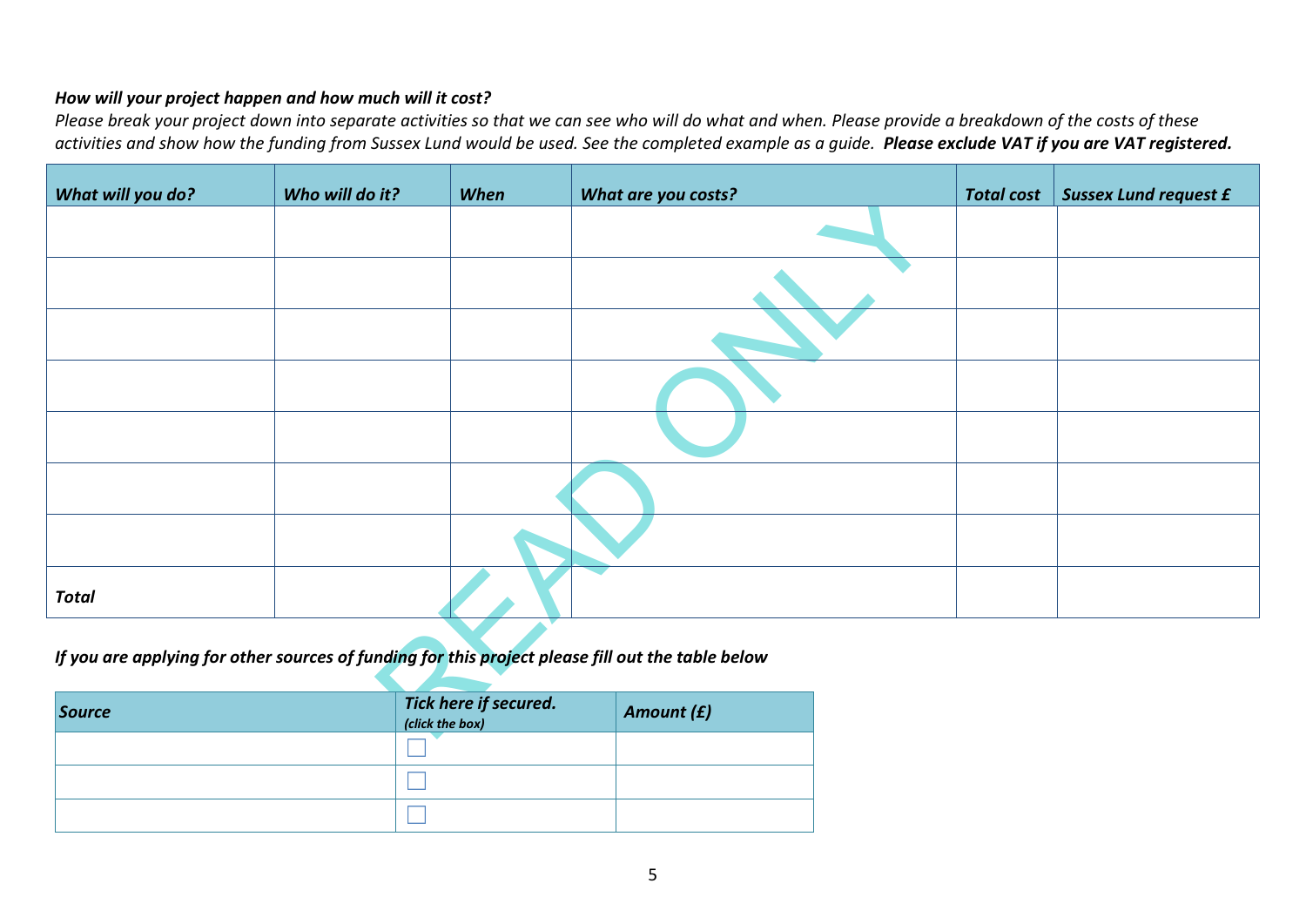***How will your project happen and how much will it cost?***

*Please break your project down into separate activities so that we can see who will do what and when. Please provide a breakdown of the costs of these activities and show how the funding from Sussex Lund would be used. See the completed example as a guide.* ***Please exclude VAT if you are VAT registered.***

| ***What will you do?*** | ***Who will do it?*** | ***When*** | ***What are you costs?*** | ***Total cost*** | ***Sussex Lund request £*** |
|---|---|---|---|---|---|
| | | | | | |
| | | | | | |
| | | | | | |
| | | | | | |
| | | | | | |
| | | | | | |
| | | | | | |
| ***Total*** | | | | | |

***If you are applying for other sources of funding for this project please fill out the table below***

| ***Source*** | ***Tick here if secured.*** ***(click the box)*** | ***Amount (£)*** |
|---|---|---|
| | ☐ | |
| | ☐ | |
| | ☐ | |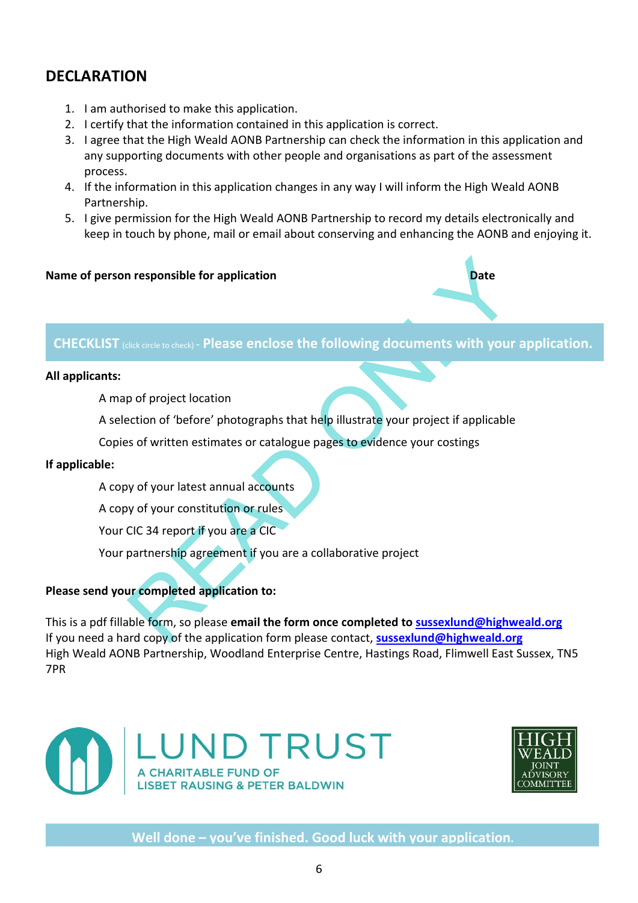## DECLARATION

1. I am authorised to make this application.
2. I certify that the information contained in this application is correct.
3. I agree that the High Weald AONB Partnership can check the information in this application and any supporting documents with other people and organisations as part of the assessment process.
4. If the information in this application changes in any way I will inform the High Weald AONB Partnership.
5. I give permission for the High Weald AONB Partnership to record my details electronically and keep in touch by phone, mail or email about conserving and enhancing the AONB and enjoying it.

**Name of person responsible for application** **Date**

**CHECKLIST** (click circle to check) - **Please enclose the following documents with your application.**

**All applicants:**

A map of project location

A selection of 'before' photographs that help illustrate your project if applicable

Copies of written estimates or catalogue pages to evidence your costings

**If applicable:**

A copy of your latest annual accounts

A copy of your constitution or rules

Your CIC 34 report if you are a CIC

Your partnership agreement if you are a collaborative project

**Please send your completed application to:**

This is a pdf fillable form, so please **email the form once completed to sussexlund@highweald.org**
If you need a hard copy of the application form please contact, **sussexlund@highweald.org**
High Weald AONB Partnership, Woodland Enterprise Centre, Hastings Road, Flimwell East Sussex, TN5 7PR

LUND TRUST
A CHARITABLE FUND OF
LISBET RAUSING & PETER BALDWIN

HIGH WEALD JOINT ADVISORY COMMITTEE

**Well done – you've finished. Good luck with your application.**